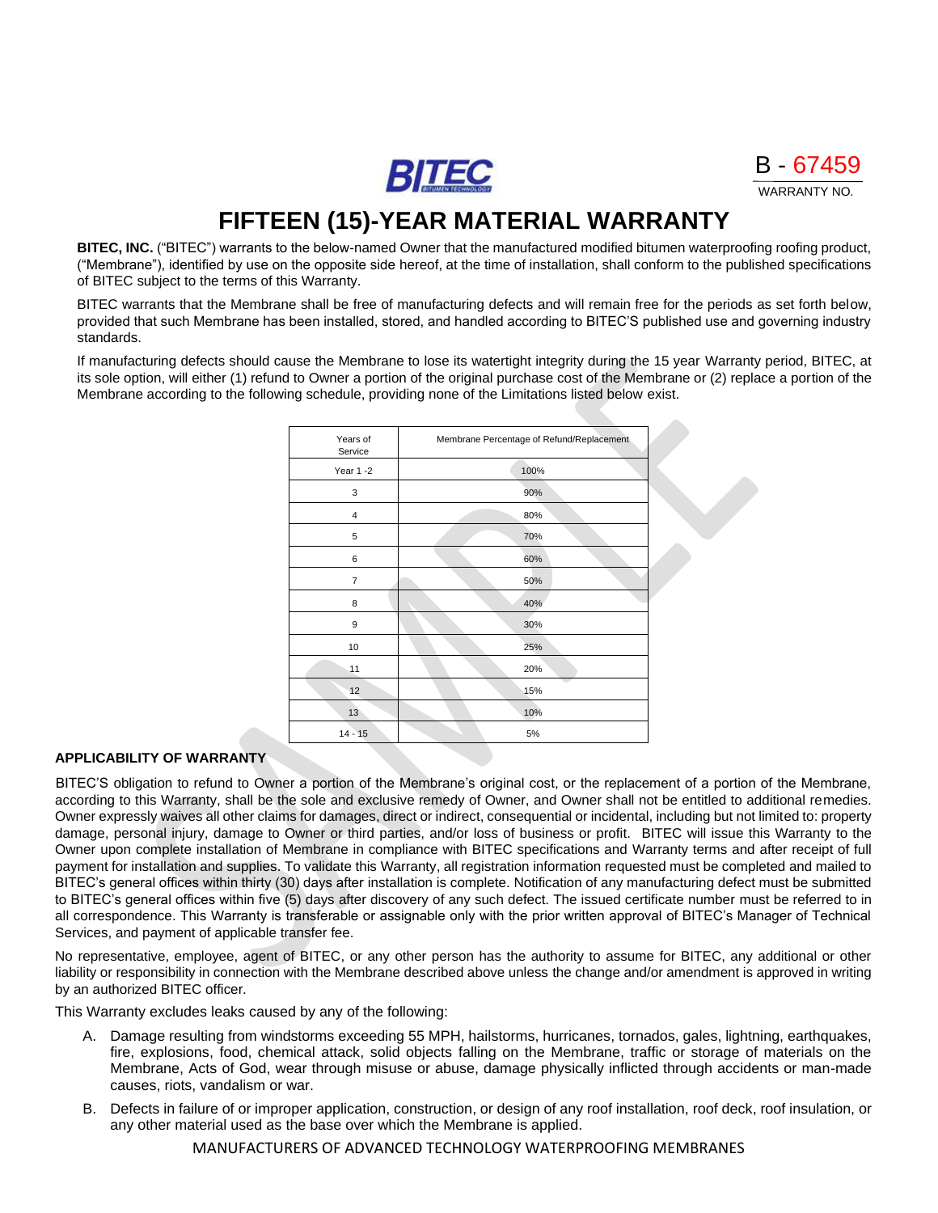BITEC

B - 67459
WARRANTY NO.

# FIFTEEN (15)-YEAR MATERIAL WARRANTY

**BITEC, INC.** ("BITEC") warrants to the below-named Owner that the manufactured modified bitumen waterproofing roofing product, ("Membrane"), identified by use on the opposite side hereof, at the time of installation, shall conform to the published specifications of BITEC subject to the terms of this Warranty.

BITEC warrants that the Membrane shall be free of manufacturing defects and will remain free for the periods as set forth below, provided that such Membrane has been installed, stored, and handled according to BITEC'S published use and governing industry standards.

If manufacturing defects should cause the Membrane to lose its watertight integrity during the 15 year Warranty period, BITEC, at its sole option, will either (1) refund to Owner a portion of the original purchase cost of the Membrane or (2) replace a portion of the Membrane according to the following schedule, providing none of the Limitations listed below exist.

| Years of Service | Membrane Percentage of Refund/Replacement |
|---|---|
| Year 1 -2 | 100% |
| 3 | 90% |
| 4 | 80% |
| 5 | 70% |
| 6 | 60% |
| 7 | 50% |
| 8 | 40% |
| 9 | 30% |
| 10 | 25% |
| 11 | 20% |
| 12 | 15% |
| 13 | 10% |
| 14 - 15 | 5% |

## APPLICABILITY OF WARRANTY

BITEC'S obligation to refund to Owner a portion of the Membrane's original cost, or the replacement of a portion of the Membrane, according to this Warranty, shall be the sole and exclusive remedy of Owner, and Owner shall not be entitled to additional remedies. Owner expressly waives all other claims for damages, direct or indirect, consequential or incidental, including but not limited to: property damage, personal injury, damage to Owner or third parties, and/or loss of business or profit. BITEC will issue this Warranty to the Owner upon complete installation of Membrane in compliance with BITEC specifications and Warranty terms and after receipt of full payment for installation and supplies. To validate this Warranty, all registration information requested must be completed and mailed to BITEC's general offices within thirty (30) days after installation is complete. Notification of any manufacturing defect must be submitted to BITEC's general offices within five (5) days after discovery of any such defect. The issued certificate number must be referred to in all correspondence. This Warranty is transferable or assignable only with the prior written approval of BITEC's Manager of Technical Services, and payment of applicable transfer fee.

No representative, employee, agent of BITEC, or any other person has the authority to assume for BITEC, any additional or other liability or responsibility in connection with the Membrane described above unless the change and/or amendment is approved in writing by an authorized BITEC officer.

This Warranty excludes leaks caused by any of the following:

A. Damage resulting from windstorms exceeding 55 MPH, hailstorms, hurricanes, tornados, gales, lightning, earthquakes, fire, explosions, food, chemical attack, solid objects falling on the Membrane, traffic or storage of materials on the Membrane, Acts of God, wear through misuse or abuse, damage physically inflicted through accidents or man-made causes, riots, vandalism or war.

B. Defects in failure of or improper application, construction, or design of any roof installation, roof deck, roof insulation, or any other material used as the base over which the Membrane is applied.

MANUFACTURERS OF ADVANCED TECHNOLOGY WATERPROOFING MEMBRANES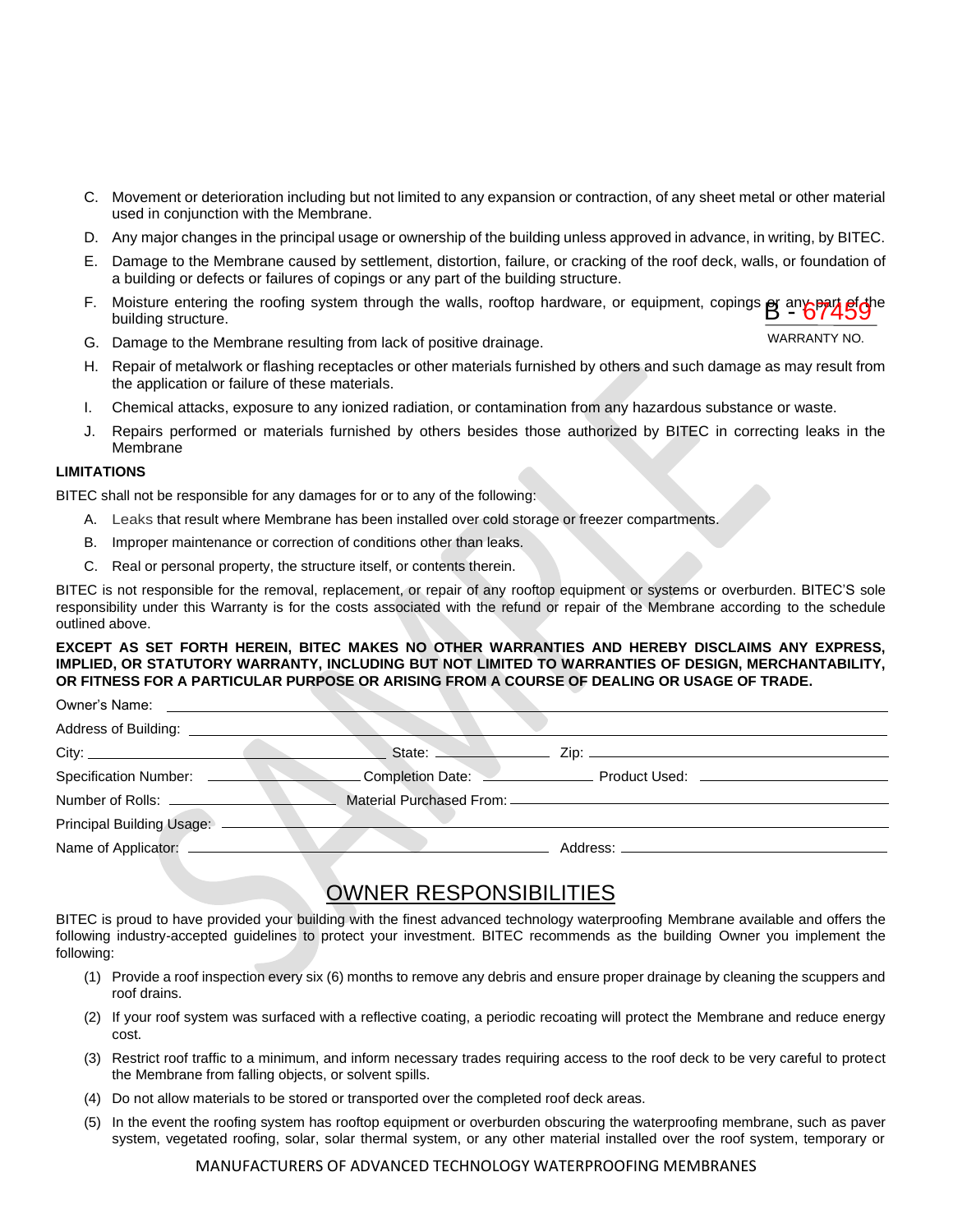C. Movement or deterioration including but not limited to any expansion or contraction, of any sheet metal or other material used in conjunction with the Membrane.

D. Any major changes in the principal usage or ownership of the building unless approved in advance, in writing, by BITEC.

E. Damage to the Membrane caused by settlement, distortion, failure, or cracking of the roof deck, walls, or foundation of a building or defects or failures of copings or any part of the building structure.

F. Moisture entering the roofing system through the walls, rooftop hardware, or equipment, copings or any part of the building structure.

B - 67459

WARRANTY NO.

G. Damage to the Membrane resulting from lack of positive drainage.

H. Repair of metalwork or flashing receptacles or other materials furnished by others and such damage as may result from the application or failure of these materials.

I. Chemical attacks, exposure to any ionized radiation, or contamination from any hazardous substance or waste.

J. Repairs performed or materials furnished by others besides those authorized by BITEC in correcting leaks in the Membrane

**LIMITATIONS**

BITEC shall not be responsible for any damages for or to any of the following:

A. Leaks that result where Membrane has been installed over cold storage or freezer compartments.

B. Improper maintenance or correction of conditions other than leaks.

C. Real or personal property, the structure itself, or contents therein.

BITEC is not responsible for the removal, replacement, or repair of any rooftop equipment or systems or overburden. BITEC'S sole responsibility under this Warranty is for the costs associated with the refund or repair of the Membrane according to the schedule outlined above.

**EXCEPT AS SET FORTH HEREIN, BITEC MAKES NO OTHER WARRANTIES AND HEREBY DISCLAIMS ANY EXPRESS, IMPLIED, OR STATUTORY WARRANTY, INCLUDING BUT NOT LIMITED TO WARRANTIES OF DESIGN, MERCHANTABILITY, OR FITNESS FOR A PARTICULAR PURPOSE OR ARISING FROM A COURSE OF DEALING OR USAGE OF TRADE.**

Owner's Name: ______________________________

Address of Building: ______________________________

City: ______________ State: ______________ Zip: ______________

Specification Number: ______________ Completion Date: ______________ Product Used: ______________

Number of Rolls: ______________ Material Purchased From: ______________

Principal Building Usage: ______________________________

Name of Applicator: ______________ Address: ______________

## OWNER RESPONSIBILITIES

BITEC is proud to have provided your building with the finest advanced technology waterproofing Membrane available and offers the following industry-accepted guidelines to protect your investment. BITEC recommends as the building Owner you implement the following:

(1) Provide a roof inspection every six (6) months to remove any debris and ensure proper drainage by cleaning the scuppers and roof drains.

(2) If your roof system was surfaced with a reflective coating, a periodic recoating will protect the Membrane and reduce energy cost.

(3) Restrict roof traffic to a minimum, and inform necessary trades requiring access to the roof deck to be very careful to protect the Membrane from falling objects, or solvent spills.

(4) Do not allow materials to be stored or transported over the completed roof deck areas.

(5) In the event the roofing system has rooftop equipment or overburden obscuring the waterproofing membrane, such as paver system, vegetated roofing, solar, solar thermal system, or any other material installed over the roof system, temporary or

MANUFACTURERS OF ADVANCED TECHNOLOGY WATERPROOFING MEMBRANES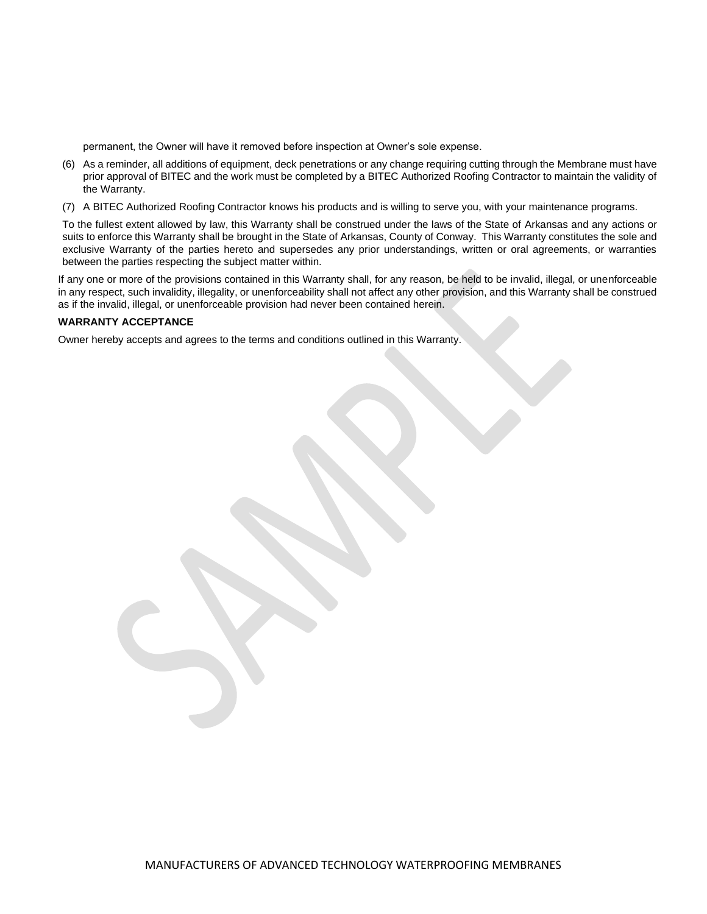permanent, the Owner will have it removed before inspection at Owner's sole expense.

(6) As a reminder, all additions of equipment, deck penetrations or any change requiring cutting through the Membrane must have prior approval of BITEC and the work must be completed by a BITEC Authorized Roofing Contractor to maintain the validity of the Warranty.

(7) A BITEC Authorized Roofing Contractor knows his products and is willing to serve you, with your maintenance programs.

To the fullest extent allowed by law, this Warranty shall be construed under the laws of the State of Arkansas and any actions or suits to enforce this Warranty shall be brought in the State of Arkansas, County of Conway. This Warranty constitutes the sole and exclusive Warranty of the parties hereto and supersedes any prior understandings, written or oral agreements, or warranties between the parties respecting the subject matter within.

If any one or more of the provisions contained in this Warranty shall, for any reason, be held to be invalid, illegal, or unenforceable in any respect, such invalidity, illegality, or unenforceability shall not affect any other provision, and this Warranty shall be construed as if the invalid, illegal, or unenforceable provision had never been contained herein.

**WARRANTY ACCEPTANCE**

Owner hereby accepts and agrees to the terms and conditions outlined in this Warranty.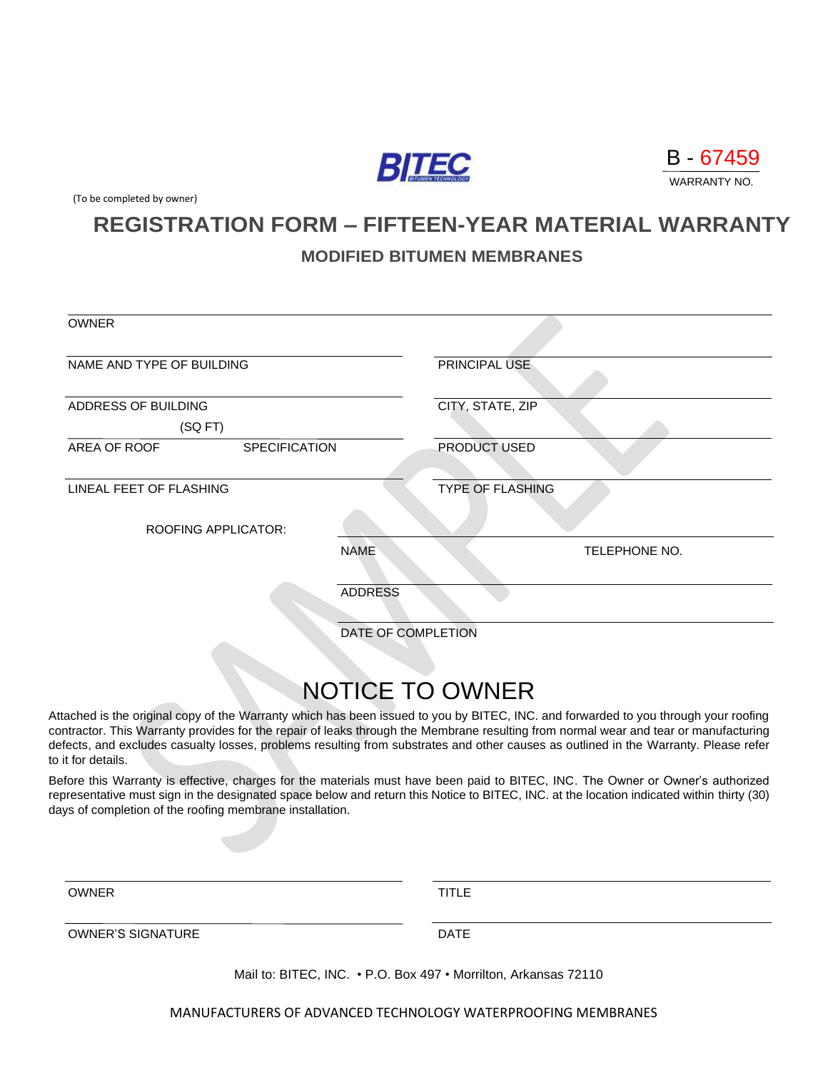BITEC

B - 67459

WARRANTY NO.

(To be completed by owner)

# REGISTRATION FORM – FIFTEEN-YEAR MATERIAL WARRANTY

## MODIFIED BITUMEN MEMBRANES

OWNER

NAME AND TYPE OF BUILDING | PRINCIPAL USE

ADDRESS OF BUILDING | CITY, STATE, ZIP

(SQ FT)

AREA OF ROOF | SPECIFICATION | PRODUCT USED

LINEAL FEET OF FLASHING | TYPE OF FLASHING

ROOFING APPLICATOR:

NAME | TELEPHONE NO.

ADDRESS

DATE OF COMPLETION

SAMPLE

# NOTICE TO OWNER

Attached is the original copy of the Warranty which has been issued to you by BITEC, INC. and forwarded to you through your roofing contractor. This Warranty provides for the repair of leaks through the Membrane resulting from normal wear and tear or manufacturing defects, and excludes casualty losses, problems resulting from substrates and other causes as outlined in the Warranty. Please refer to it for details.

Before this Warranty is effective, charges for the materials must have been paid to BITEC, INC. The Owner or Owner's authorized representative must sign in the designated space below and return this Notice to BITEC, INC. at the location indicated within thirty (30) days of completion of the roofing membrane installation.

OWNER | TITLE

OWNER'S SIGNATURE | DATE

Mail to: BITEC, INC. • P.O. Box 497 • Morrilton, Arkansas 72110

MANUFACTURERS OF ADVANCED TECHNOLOGY WATERPROOFING MEMBRANES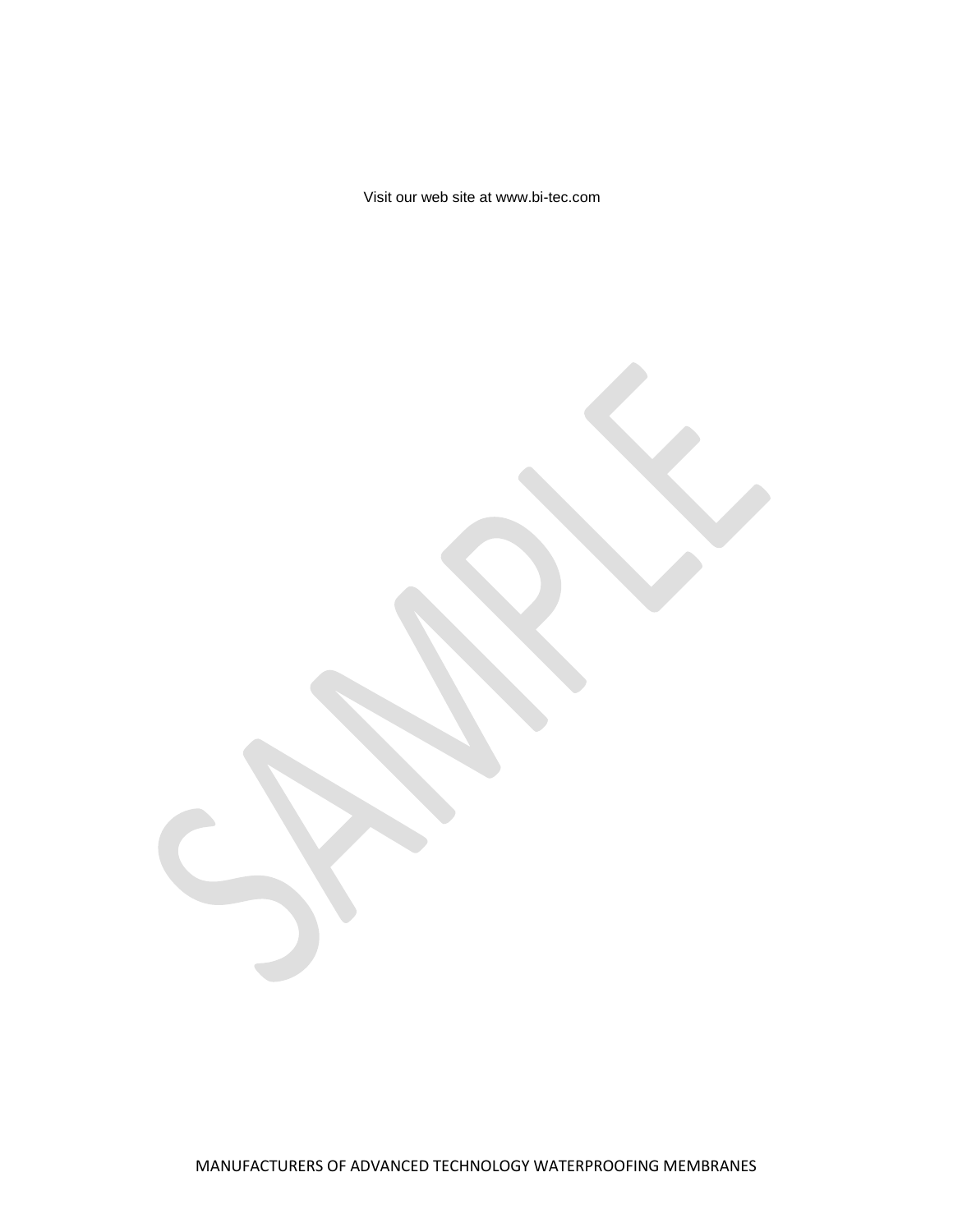Visit our web site at www.bi-tec.com

MANUFACTURERS OF ADVANCED TECHNOLOGY WATERPROOFING MEMBRANES